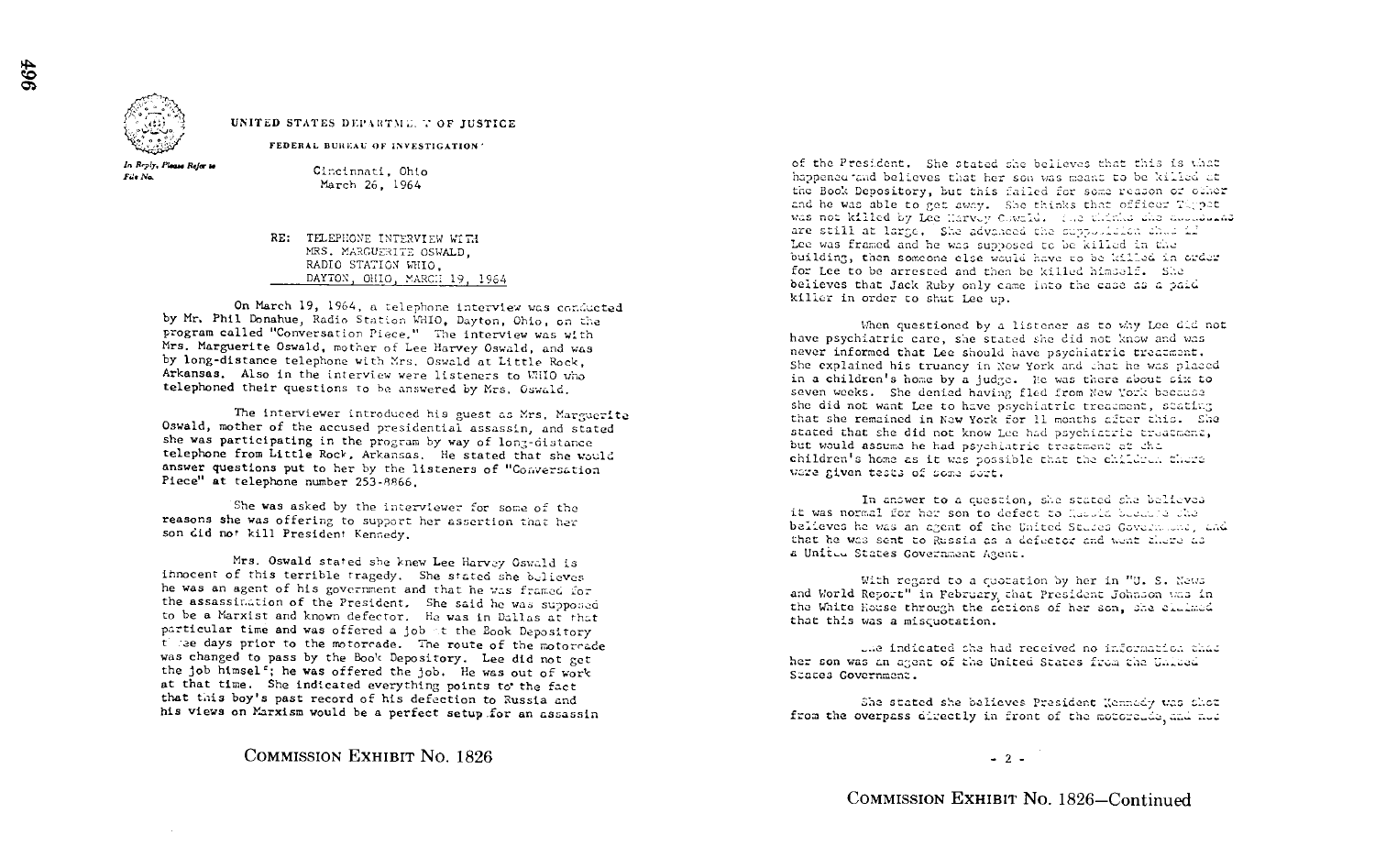UNITED STATES DEPARTMENT OF JUSTICE

FEDERAL BUREAU OF INVESTIGATION

*In Reply, Please Refer to File No.*

Cincinnati, Ohio
March 26, 1964

RE: TELEPHONE INTERVIEW WITH MRS. MARGUERITE OSWALD, RADIO STATION WHIO, DAYTON, OHIO, MARCH 19, 1964

On March 19, 1964, a telephone interview was conducted by Mr. Phil Donahue, Radio Station WHIO, Dayton, Ohio, on the program called "Conversation Piece." The interview was with Mrs. Marguerite Oswald, mother of Lee Harvey Oswald, and was by long-distance telephone with Mrs. Oswald at Little Rock, Arkansas. Also in the interview were listeners to WHIO who telephoned their questions to be answered by Mrs. Oswald.

The interviewer introduced his guest as Mrs. Marguerite Oswald, mother of the accused presidential assassin, and stated she was participating in the program by way of long-distance telephone from Little Rock, Arkansas. He stated that she would answer questions put to her by the listeners of "Conversation Piece" at telephone number 253-8866.

She was asked by the interviewer for some of the reasons she was offering to support her assertion that her son did not kill President Kennedy.

Mrs. Oswald stated she knew Lee Harvey Oswald is innocent of this terrible tragedy. She stated she believes he was an agent of his government and that he was framed for the assassination of the President. She said he was supposed to be a Marxist and known defector. He was in Dallas at that particular time and was offered a job at the Book Depository three days prior to the motorcade. The route of the motorcade was changed to pass by the Book Depository. Lee did not get the job himself; he was offered the job. He was out of work at that time. She indicated everything points to the fact that this boy's past record of his defection to Russia and his views on Marxism would be a perfect setup for an assassin

COMMISSION EXHIBIT No. 1826

of the President. She stated she believes that this is what happened and believes that her son was meant to be killed at the Book Depository, but this failed for some reason or other and he was able to get away. She thinks that officer Tippit was not killed by Lee Harvey Oswald. She thinks the assassins are still at large. She advanced the supposition that if Lee was framed and he was supposed to be killed in the building, then someone else would have to be killed in order for Lee to be arrested and then be killed himself. She believes that Jack Ruby only came into the case as a paid killer in order to shut Lee up.

When questioned by a listener as to why Lee did not have psychiatric care, she stated she did not know and was never informed that Lee should have psychiatric treatment. She explained his truancy in New York and that he was placed in a children's home by a judge. He was there about six to seven weeks. She denied having fled from New York because she did not want Lee to have psychiatric treatment, stating that she remained in New York for 11 months after this. She stated that she did not know Lee had psychiatric treatment, but would assume he had psychiatric treatment at the children's home as it was possible that the children there were given tests of some sort.

In answer to a question, she stated she believed it was normal for her son to defect to Russia because she believes he was an agent of the United States Government, and that he was sent to Russia as a defector and went there as a United States Government Agent.

With regard to a quotation by her in "U. S. News and World Report" in February that President Johnson was in the White House through the actions of her son, she claimed that this was a misquotation.

She indicated she had received no information that her son was an agent of the United States from the United States Government.

She stated she believes President Kennedy was shot from the overpass directly in front of the motorcade, and not

\- 2 -

COMMISSION EXHIBIT No. 1826—Continued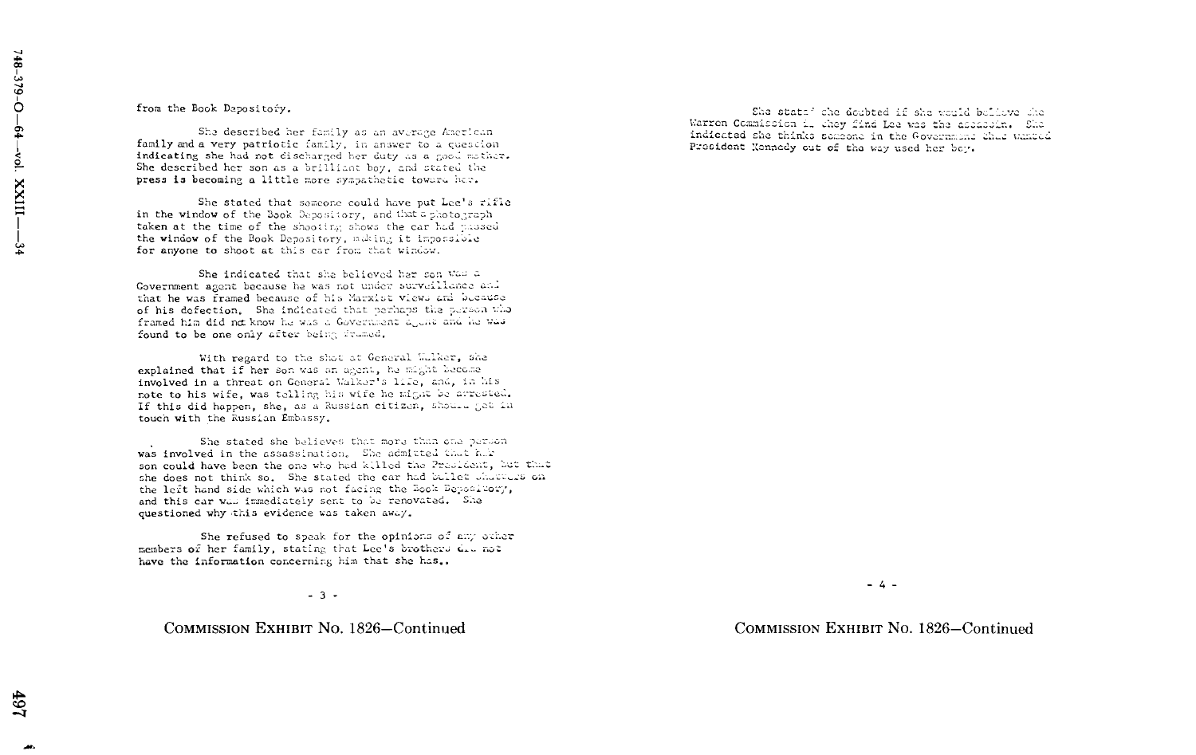from the Book Depository.

She described her family as an average American family and a very patriotic family, in answer to a question indicating she had not discharged her duty as a good mother. She described her son as a brilliant boy, and stated the press is becoming a little more sympathetic toward her.

She stated that someone could have put Lee's rifle in the window of the Book Depository, and that a photograph taken at the time of the shooting shows the car had passed the window of the Book Depository, making it impossible for anyone to shoot at this car from that window.

She indicated that she believed her son was a Government agent because he was not under surveillance and that he was framed because of his Marxist views and because of his defection. She indicated that perhaps the person who framed him did not know he was a Government agent and he was found to be one only after being framed.

With regard to the shot at General Walker, she explained that if her son was an agent, he might become involved in a threat on General Walker's life, and, in his note to his wife, was telling his wife he might be arrested. If this did happen, she, as a Russian citizen, should get in touch with the Russian Embassy.

She stated she believes that more than one person was involved in the assassination. She admitted that her son could have been the one who had killed the President, but that she does not think so. She stated the car had bullet shatters on the left hand side which was not facing the Book Depository, and this car was immediately sent to be renovated. She questioned why this evidence was taken away.

She refused to speak for the opinions of any other members of her family, stating that Lee's brothers do not have the information concerning him that she has.

\- 3 -

COMMISSION EXHIBIT No. 1826—Continued

She stated she doubted if she would believe the Warren Commission if they find Lee was the assassin. She indicated she thinks someone in the Government that wanted President Kennedy out of the way used her boy.

\- 4 -

COMMISSION EXHIBIT No. 1826—Continued